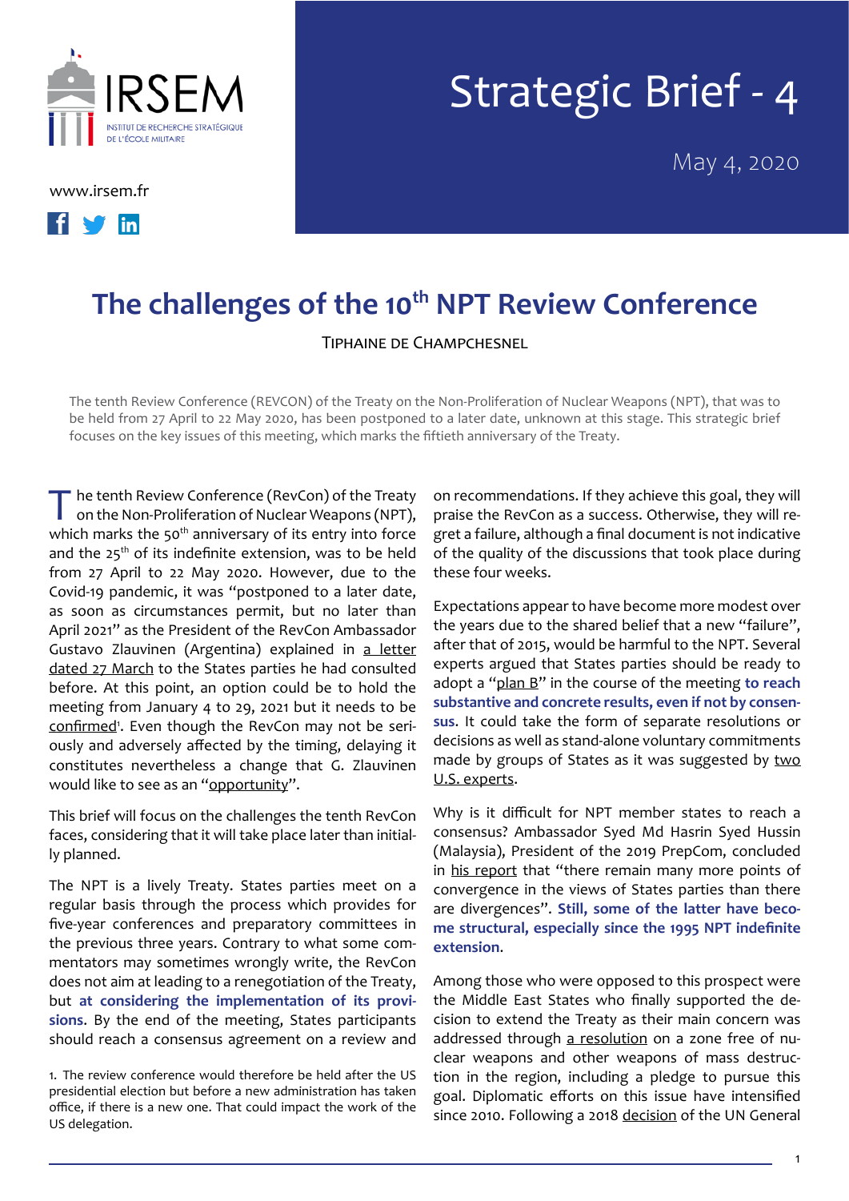Strategic Brief - 4

May 4, 2020

# The challenges of the 10th NPT Review Conference

TIPHAINE DE CHAMPCHESNEL

The tenth Review Conference (REVCON) of the Treaty on the Non-Proliferation of Nuclear Weapons (NPT), that was to be held from 27 April to 22 May 2020, has been postponed to a later date, unknown at this stage. This strategic brief focuses on the key issues of this meeting, which marks the fiftieth anniversary of the Treaty.

The tenth Review Conference (RevCon) of the Treaty on the Non-Proliferation of Nuclear Weapons (NPT), which marks the 50th anniversary of its entry into force and the 25th of its indefinite extension, was to be held from 27 April to 22 May 2020. However, due to the Covid-19 pandemic, it was "postponed to a later date, as soon as circumstances permit, but no later than April 2021" as the President of the RevCon Ambassador Gustavo Zlauvinen (Argentina) explained in a letter dated 27 March to the States parties he had consulted before. At this point, an option could be to hold the meeting from January 4 to 29, 2021 but it needs to be confirmed[1]. Even though the RevCon may not be seriously and adversely affected by the timing, delaying it constitutes nevertheless a change that G. Zlauvinen would like to see as an "opportunity".

This brief will focus on the challenges the tenth RevCon faces, considering that it will take place later than initially planned.

The NPT is a lively Treaty. States parties meet on a regular basis through the process which provides for five-year conferences and preparatory committees in the previous three years. Contrary to what some commentators may sometimes wrongly write, the RevCon does not aim at leading to a renegotiation of the Treaty, but **at considering the implementation of its provisions**. By the end of the meeting, States participants should reach a consensus agreement on a review and on recommendations. If they achieve this goal, they will praise the RevCon as a success. Otherwise, they will regret a failure, although a final document is not indicative of the quality of the discussions that took place during these four weeks.

Expectations appear to have become more modest over the years due to the shared belief that a new "failure", after that of 2015, would be harmful to the NPT. Several experts argued that States parties should be ready to adopt a "plan B" in the course of the meeting **to reach substantive and concrete results, even if not by consensus.** It could take the form of separate resolutions or decisions as well as stand-alone voluntary commitments made by groups of States as it was suggested by two U.S. experts.

Why is it difficult for NPT member states to reach a consensus? Ambassador Syed Md Hasrin Syed Hussin (Malaysia), President of the 2019 PrepCom, concluded in his report that "there remain many more points of convergence in the views of States parties than there are divergences". **Still, some of the latter have become structural, especially since the 1995 NPT indefinite extension.**

Among those who were opposed to this prospect were the Middle East States who finally supported the decision to extend the Treaty as their main concern was addressed through a resolution on a zone free of nuclear weapons and other weapons of mass destruction in the region, including a pledge to pursue this goal. Diplomatic efforts on this issue have intensified since 2010. Following a 2018 decision of the UN General

[1] The review conference would therefore be held after the US presidential election but before a new administration has taken office, if there is a new one. That could impact the work of the US delegation.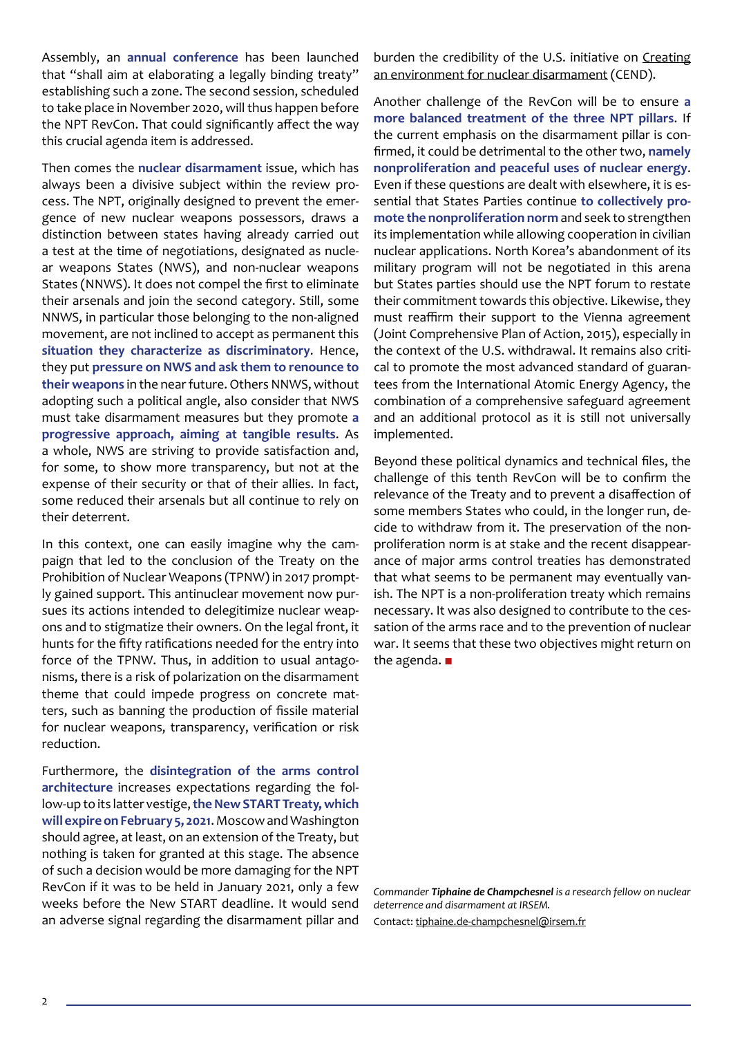Assembly, an **annual conference** has been launched that "shall aim at elaborating a legally binding treaty" establishing such a zone. The second session, scheduled to take place in November 2020, will thus happen before the NPT RevCon. That could significantly affect the way this crucial agenda item is addressed.

Then comes the **nuclear disarmament** issue, which has always been a divisive subject within the review process. The NPT, originally designed to prevent the emergence of new nuclear weapons possessors, draws a distinction between states having already carried out a test at the time of negotiations, designated as nuclear weapons States (NWS), and non-nuclear weapons States (NNWS). It does not compel the first to eliminate their arsenals and join the second category. Still, some NNWS, in particular those belonging to the non-aligned movement, are not inclined to accept as permanent this **situation they characterize as discriminatory**. Hence, they put **pressure on NWS and ask them to renounce to their weapons** in the near future. Others NNWS, without adopting such a political angle, also consider that NWS must take disarmament measures but they promote **a progressive approach, aiming at tangible results**. As a whole, NWS are striving to provide satisfaction and, for some, to show more transparency, but not at the expense of their security or that of their allies. In fact, some reduced their arsenals but all continue to rely on their deterrent.

In this context, one can easily imagine why the campaign that led to the conclusion of the Treaty on the Prohibition of Nuclear Weapons (TPNW) in 2017 promptly gained support. This antinuclear movement now pursues its actions intended to delegitimize nuclear weapons and to stigmatize their owners. On the legal front, it hunts for the fifty ratifications needed for the entry into force of the TPNW. Thus, in addition to usual antagonisms, there is a risk of polarization on the disarmament theme that could impede progress on concrete matters, such as banning the production of fissile material for nuclear weapons, transparency, verification or risk reduction.

Furthermore, the **disintegration of the arms control architecture** increases expectations regarding the follow-up to its latter vestige, **the New START Treaty, which will expire on February 5, 2021**. Moscow and Washington should agree, at least, on an extension of the Treaty, but nothing is taken for granted at this stage. The absence of such a decision would be more damaging for the NPT RevCon if it was to be held in January 2021, only a few weeks before the New START deadline. It would send an adverse signal regarding the disarmament pillar and burden the credibility of the U.S. initiative on Creating an environment for nuclear disarmament (CEND).

Another challenge of the RevCon will be to ensure **a more balanced treatment of the three NPT pillars**. If the current emphasis on the disarmament pillar is confirmed, it could be detrimental to the other two, **namely nonproliferation and peaceful uses of nuclear energy**. Even if these questions are dealt with elsewhere, it is essential that States Parties continue **to collectively promote the nonproliferation norm** and seek to strengthen its implementation while allowing cooperation in civilian nuclear applications. North Korea's abandonment of its military program will not be negotiated in this arena but States parties should use the NPT forum to restate their commitment towards this objective. Likewise, they must reaffirm their support to the Vienna agreement (Joint Comprehensive Plan of Action, 2015), especially in the context of the U.S. withdrawal. It remains also critical to promote the most advanced standard of guarantees from the International Atomic Energy Agency, the combination of a comprehensive safeguard agreement and an additional protocol as it is still not universally implemented.

Beyond these political dynamics and technical files, the challenge of this tenth RevCon will be to confirm the relevance of the Treaty and to prevent a disaffection of some members States who could, in the longer run, decide to withdraw from it. The preservation of the nonproliferation norm is at stake and the recent disappearance of major arms control treaties has demonstrated that what seems to be permanent may eventually vanish. The NPT is a non-proliferation treaty which remains necessary. It was also designed to contribute to the cessation of the arms race and to the prevention of nuclear war. It seems that these two objectives might return on the agenda. ■

*Commander **Tiphaine de Champchesnel** is a research fellow on nuclear deterrence and disarmament at IRSEM.*

Contact: tiphaine.de-champchesnel@irsem.fr